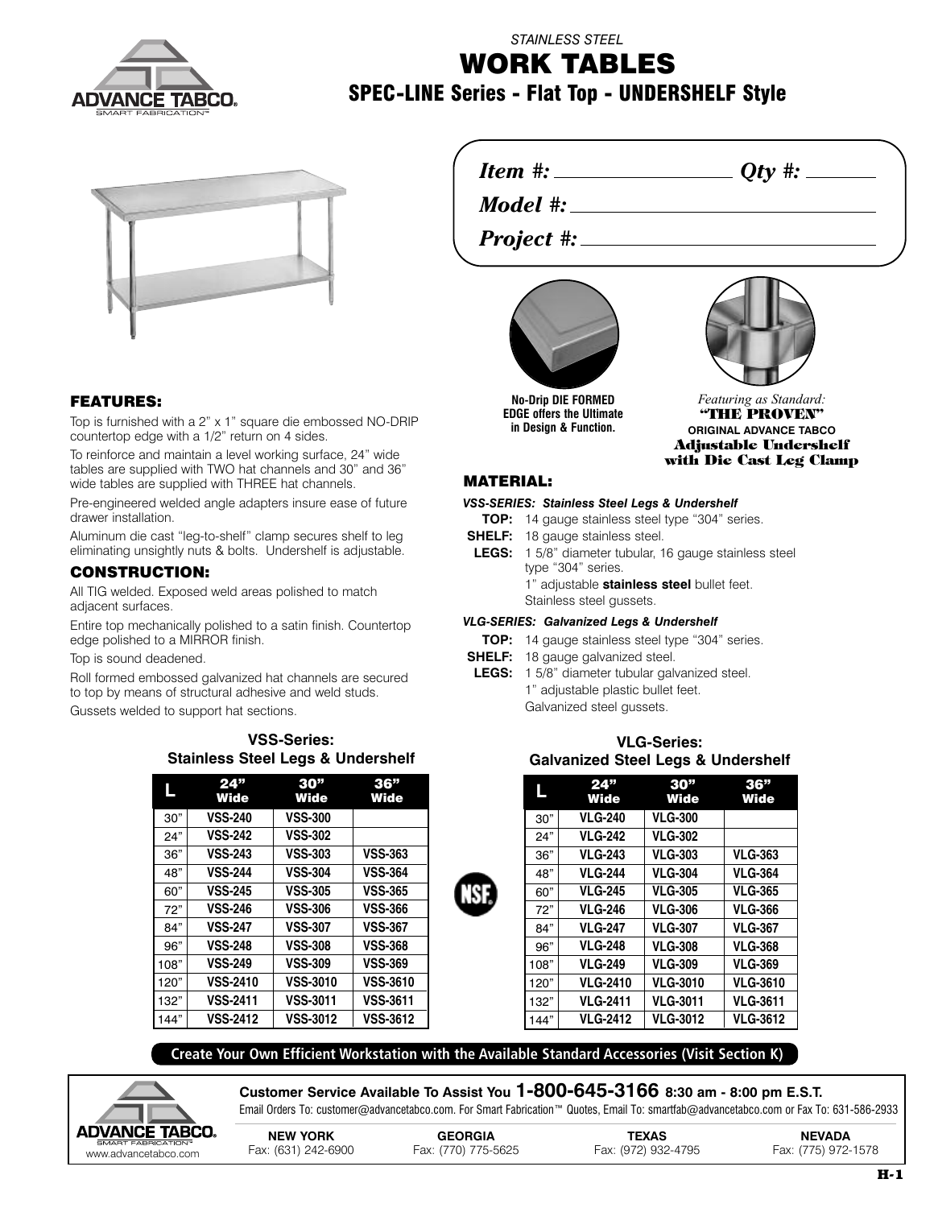STAINLESS STEEL

# WORK TABLES

## SPEC-LINE Series - Flat Top - UNDERSHELF Style

*Item #:* ________________ *Qty #:* ________

*Model #:* ______________________________

*Project #:* ______________________________

**No-Drip DIE FORMED EDGE offers the Ultimate in Design & Function.**

*Featuring as Standard:*
**"THE PROVEN"**
**ORIGINAL ADVANCE TABCO**
**Adjustable Undershelf with Die Cast Leg Clamp**

### FEATURES:

Top is furnished with a 2" x 1" square die embossed NO-DRIP countertop edge with a 1/2" return on 4 sides.

To reinforce and maintain a level working surface, 24" wide tables are supplied with TWO hat channels and 30" and 36" wide tables are supplied with THREE hat channels.

Pre-engineered welded angle adapters insure ease of future drawer installation.

Aluminum die cast "leg-to-shelf" clamp secures shelf to leg eliminating unsightly nuts & bolts. Undershelf is adjustable.

### CONSTRUCTION:

All TIG welded. Exposed weld areas polished to match adjacent surfaces.

Entire top mechanically polished to a satin finish. Countertop edge polished to a MIRROR finish.

Top is sound deadened.

Roll formed embossed galvanized hat channels are secured to top by means of structural adhesive and weld studs.

Gussets welded to support hat sections.

### MATERIAL:

***VSS-SERIES: Stainless Steel Legs & Undershelf***

**TOP:** 14 gauge stainless steel type "304" series.
**SHELF:** 18 gauge stainless steel.
**LEGS:** 1 5/8" diameter tubular, 16 gauge stainless steel type "304" series.
1" adjustable **stainless steel** bullet feet.
Stainless steel gussets.

***VLG-SERIES: Galvanized Legs & Undershelf***

**TOP:** 14 gauge stainless steel type "304" series.
**SHELF:** 18 gauge galvanized steel.
**LEGS:** 1 5/8" diameter tubular galvanized steel.
1" adjustable plastic bullet feet.
Galvanized steel gussets.

**VSS-Series: Stainless Steel Legs & Undershelf**

| L | 24" Wide | 30" Wide | 36" Wide |
|---|---|---|---|
| 30" | VSS-240 | VSS-300 | |
| 24" | VSS-242 | VSS-302 | |
| 36" | VSS-243 | VSS-303 | VSS-363 |
| 48" | VSS-244 | VSS-304 | VSS-364 |
| 60" | VSS-245 | VSS-305 | VSS-365 |
| 72" | VSS-246 | VSS-306 | VSS-366 |
| 84" | VSS-247 | VSS-307 | VSS-367 |
| 96" | VSS-248 | VSS-308 | VSS-368 |
| 108" | VSS-249 | VSS-309 | VSS-369 |
| 120" | VSS-2410 | VSS-3010 | VSS-3610 |
| 132" | VSS-2411 | VSS-3011 | VSS-3611 |
| 144" | VSS-2412 | VSS-3012 | VSS-3612 |

NSF

**VLG-Series: Galvanized Steel Legs & Undershelf**

| L | 24" Wide | 30" Wide | 36" Wide |
|---|---|---|---|
| 30" | VLG-240 | VLG-300 | |
| 24" | VLG-242 | VLG-302 | |
| 36" | VLG-243 | VLG-303 | VLG-363 |
| 48" | VLG-244 | VLG-304 | VLG-364 |
| 60" | VLG-245 | VLG-305 | VLG-365 |
| 72" | VLG-246 | VLG-306 | VLG-366 |
| 84" | VLG-247 | VLG-307 | VLG-367 |
| 96" | VLG-248 | VLG-308 | VLG-368 |
| 108" | VLG-249 | VLG-309 | VLG-369 |
| 120" | VLG-2410 | VLG-3010 | VLG-3610 |
| 132" | VLG-2411 | VLG-3011 | VLG-3611 |
| 144" | VLG-2412 | VLG-3012 | VLG-3612 |

**Create Your Own Efficient Workstation with the Available Standard Accessories (Visit Section K)**

**Customer Service Available To Assist You 1-800-645-3166 8:30 am - 8:00 pm E.S.T.**

Email Orders To: customer@advancetabco.com. For Smart Fabrication™ Quotes, Email To: smartfab@advancetabco.com or Fax To: 631-586-2933

ADVANCE TABCO® SMART FABRICATION™ www.advancetabco.com

| NEW YORK | GEORGIA | TEXAS | NEVADA |
|---|---|---|---|
| Fax: (631) 242-6900 | Fax: (770) 775-5625 | Fax: (972) 932-4795 | Fax: (775) 972-1578 |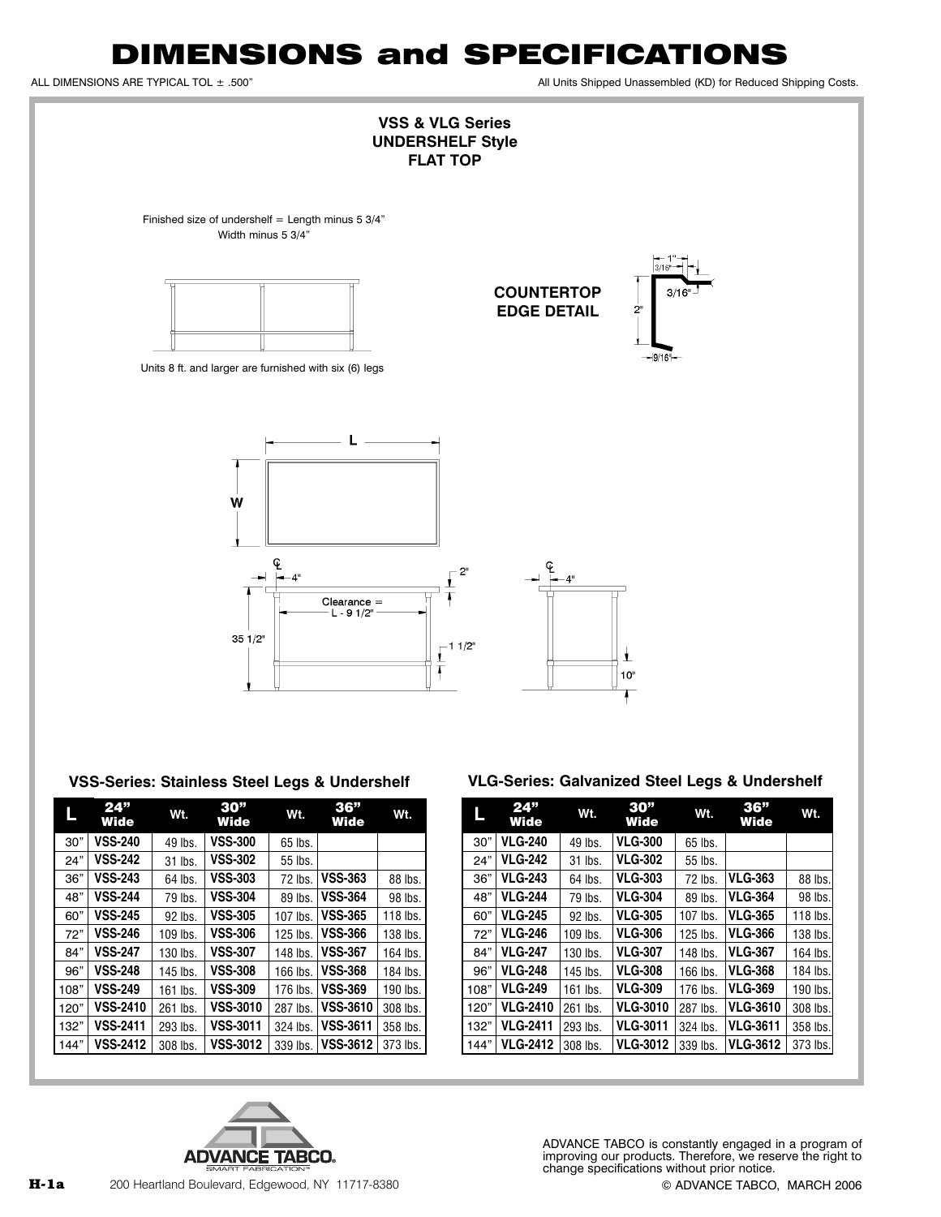# DIMENSIONS and SPECIFICATIONS

ALL DIMENSIONS ARE TYPICAL TOL ± .500”

All Units Shipped Unassembled (KD) for Reduced Shipping Costs.

### VSS & VLG Series UNDERSHELF Style FLAT TOP

Finished size of undershelf = Length minus 5 3/4”
Width minus 5 3/4”

Units 8 ft. and larger are furnished with six (6) legs

**COUNTERTOP EDGE DETAIL**

1"
3/16"
3/16"
2"
9/16"

L
W

℄
4"
2"
Clearance = L - 9 1/2"
35 1/2"
1 1/2"

℄
4"
10"

### VSS-Series: Stainless Steel Legs & Undershelf

| L | 24” Wide | Wt. | 30” Wide | Wt. | 36” Wide | Wt. |
|---|---|---|---|---|---|---|
| 30” | **VSS-240** | 49 lbs. | **VSS-300** | 65 lbs. | | |
| 24” | **VSS-242** | 31 lbs. | **VSS-302** | 55 lbs. | | |
| 36” | **VSS-243** | 64 lbs. | **VSS-303** | 72 lbs. | **VSS-363** | 88 lbs. |
| 48” | **VSS-244** | 79 lbs. | **VSS-304** | 89 lbs. | **VSS-364** | 98 lbs. |
| 60” | **VSS-245** | 92 lbs. | **VSS-305** | 107 lbs. | **VSS-365** | 118 lbs. |
| 72” | **VSS-246** | 109 lbs. | **VSS-306** | 125 lbs. | **VSS-366** | 138 lbs. |
| 84” | **VSS-247** | 130 lbs. | **VSS-307** | 148 lbs. | **VSS-367** | 164 lbs. |
| 96” | **VSS-248** | 145 lbs. | **VSS-308** | 166 lbs. | **VSS-368** | 184 lbs. |
| 108” | **VSS-249** | 161 lbs. | **VSS-309** | 176 lbs. | **VSS-369** | 190 lbs. |
| 120” | **VSS-2410** | 261 lbs. | **VSS-3010** | 287 lbs. | **VSS-3610** | 308 lbs. |
| 132” | **VSS-2411** | 293 lbs. | **VSS-3011** | 324 lbs. | **VSS-3611** | 358 lbs. |
| 144” | **VSS-2412** | 308 lbs. | **VSS-3012** | 339 lbs. | **VSS-3612** | 373 lbs. |

### VLG-Series: Galvanized Steel Legs & Undershelf

| L | 24” Wide | Wt. | 30” Wide | Wt. | 36” Wide | Wt. |
|---|---|---|---|---|---|---|
| 30” | **VLG-240** | 49 lbs. | **VLG-300** | 65 lbs. | | |
| 24” | **VLG-242** | 31 lbs. | **VLG-302** | 55 lbs. | | |
| 36” | **VLG-243** | 64 lbs. | **VLG-303** | 72 lbs. | **VLG-363** | 88 lbs. |
| 48” | **VLG-244** | 79 lbs. | **VLG-304** | 89 lbs. | **VLG-364** | 98 lbs. |
| 60” | **VLG-245** | 92 lbs. | **VLG-305** | 107 lbs. | **VLG-365** | 118 lbs. |
| 72” | **VLG-246** | 109 lbs. | **VLG-306** | 125 lbs. | **VLG-366** | 138 lbs. |
| 84” | **VLG-247** | 130 lbs. | **VLG-307** | 148 lbs. | **VLG-367** | 164 lbs. |
| 96” | **VLG-248** | 145 lbs. | **VLG-308** | 166 lbs. | **VLG-368** | 184 lbs. |
| 108” | **VLG-249** | 161 lbs. | **VLG-309** | 176 lbs. | **VLG-369** | 190 lbs. |
| 120” | **VLG-2410** | 261 lbs. | **VLG-3010** | 287 lbs. | **VLG-3610** | 308 lbs. |
| 132” | **VLG-2411** | 293 lbs. | **VLG-3011** | 324 lbs. | **VLG-3611** | 358 lbs. |
| 144” | **VLG-2412** | 308 lbs. | **VLG-3012** | 339 lbs. | **VLG-3612** | 373 lbs. |

ADVANCE TABCO
SMART FABRICATION™

200 Heartland Boulevard, Edgewood, NY 11717-8380

ADVANCE TABCO is constantly engaged in a program of improving our products. Therefore, we reserve the right to change specifications without prior notice.

© ADVANCE TABCO, MARCH 2006